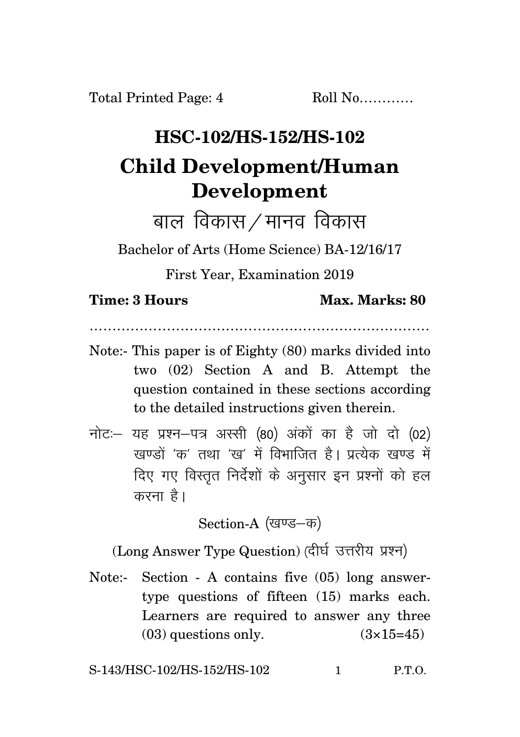Total Printed Page: 4 Roll No............

# HSC-102/HS-152/HS-102

# Child Development/Human Development

## बाल विकास / मानव विकास

Bachelor of Arts (Home Science) BA-12/16/17

First Year, Examination 2019

**Time: 3 Hours** **Max. Marks: 80**

..........................................................................

Note:- This paper is of Eighty (80) marks divided into two (02) Section A and B. Attempt the question contained in these sections according to the detailed instructions given therein.

नोटः– यह प्रश्न–पत्र अस्सी (80) अंकों का है जो दो (02) खण्डों 'क' तथा 'ख' में विभाजित है। प्रत्येक खण्ड में दिए गए विस्तृत निर्देशों के अनुसार इन प्रश्नों को हल करना है।

Section-A (खण्ड–क)

(Long Answer Type Question) (दीर्घ उत्तरीय प्रश्न)

Note:- Section - A contains five (05) long answer-type questions of fifteen (15) marks each. Learners are required to answer any three (03) questions only. (3×15=45)

S-143/HSC-102/HS-152/HS-102 P.T.O.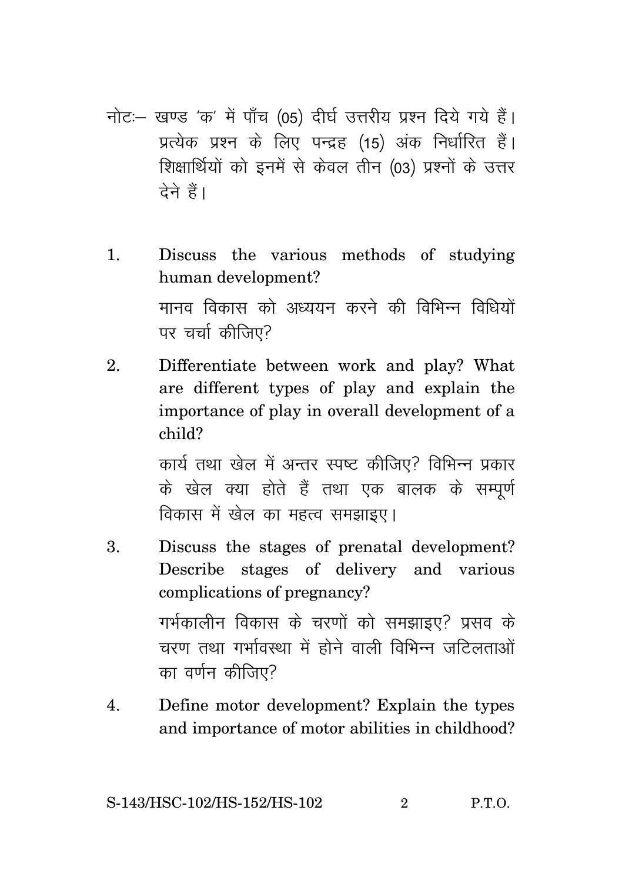नोटः– खण्ड 'क' में पाँच (05) दीर्घ उत्तरीय प्रश्न दिये गये हैं। प्रत्येक प्रश्न के लिए पन्द्रह (15) अंक निर्धारित हैं। शिक्षार्थियों को इनमें से केवल तीन (03) प्रश्नों के उत्तर देने हैं।

1. Discuss the various methods of studying human development?

   मानव विकास को अध्ययन करने की विभिन्न विधियों पर चर्चा कीजिए?

2. Differentiate between work and play? What are different types of play and explain the importance of play in overall development of a child?

   कार्य तथा खेल में अन्तर स्पष्ट कीजिए? विभिन्न प्रकार के खेल क्या होते हैं तथा एक बालक के सम्पूर्ण विकास में खेल का महत्व समझाइए।

3. Discuss the stages of prenatal development? Describe stages of delivery and various complications of pregnancy?

   गर्भकालीन विकास के चरणों को समझाइए? प्रसव के चरण तथा गर्भावस्था में होने वाली विभिन्न जटिलताओं का वर्णन कीजिए?

4. Define motor development? Explain the types and importance of motor abilities in childhood?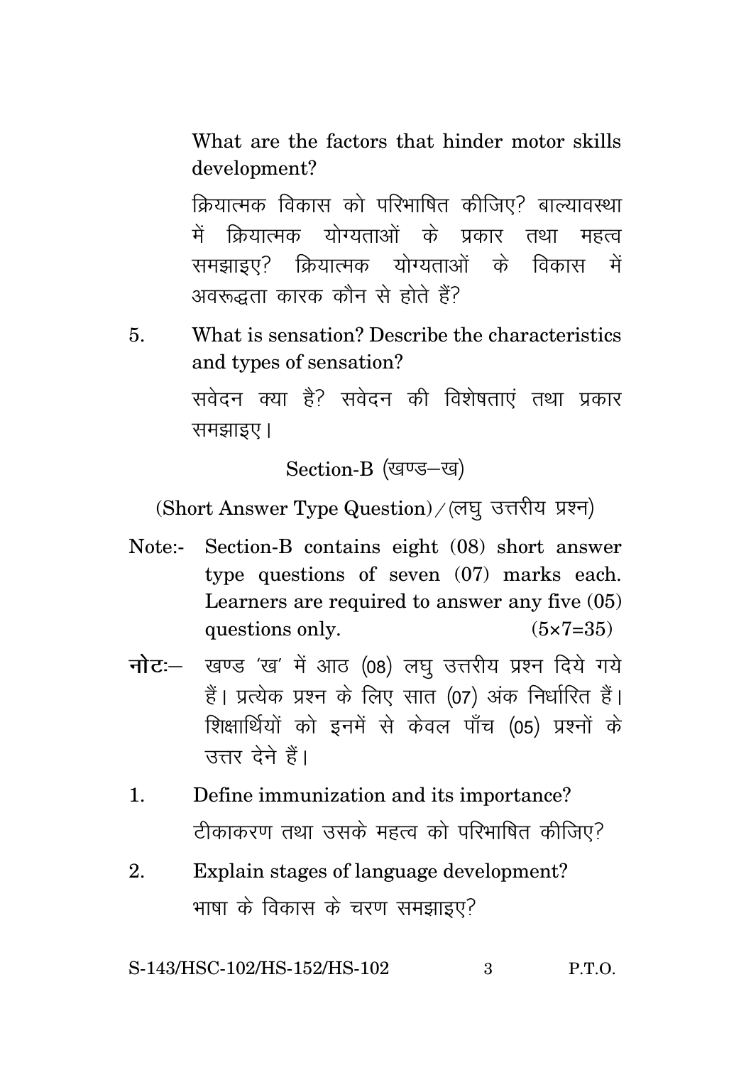What are the factors that hinder motor skills development?

क्रियात्मक विकास को परिभाषित कीजिए? बाल्यावस्था में क्रियात्मक योग्यताओं के प्रकार तथा महत्व समझाइए? क्रियात्मक योग्यताओं के विकास में अवरूद्धता कारक कौन से होते हैं?

5. What is sensation? Describe the characteristics and types of sensation?

   सवेदन क्या है? सवेदन की विशेषताएं तथा प्रकार समझाइए।

## Section-B (खण्ड–ख)

(Short Answer Type Question) / (लघु उत्तरीय प्रश्न)

Note:- Section-B contains eight (08) short answer type questions of seven (07) marks each. Learners are required to answer any five (05) questions only. (5×7=35)

**नोटः**– खण्ड 'ख' में आठ (08) लघु उत्तरीय प्रश्न दिये गये हैं। प्रत्येक प्रश्न के लिए सात (07) अंक निर्धारित हैं। शिक्षार्थियों को इनमें से केवल पाँच (05) प्रश्नों के उत्तर देने हैं।

1. Define immunization and its importance?

   टीकाकरण तथा उसके महत्व को परिभाषित कीजिए?

2. Explain stages of language development?

   भाषा के विकास के चरण समझाइए?

S-143/HSC-102/HS-152/HS-102 P.T.O.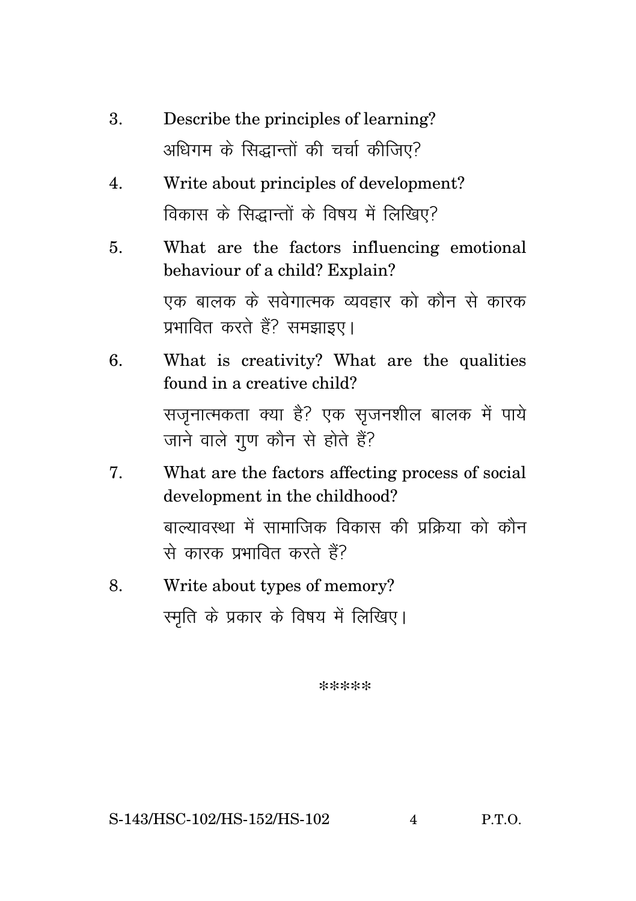3. Describe the principles of learning?

   अधिगम के सिद्धान्तों की चर्चा कीजिए?

4. Write about principles of development?

   विकास के सिद्धान्तों के विषय में लिखिए?

5. What are the factors influencing emotional behaviour of a child? Explain?

   एक बालक के सवेगात्मक व्यवहार को कौन से कारक प्रभावित करते हैं? समझाइए।

6. What is creativity? What are the qualities found in a creative child?

   सजृनात्मकता क्या है? एक सृजनशील बालक में पाये जाने वाले गुण कौन से होते हैं?

7. What are the factors affecting process of social development in the childhood?

   बाल्यावस्था में सामाजिक विकास की प्रक्रिया को कौन से कारक प्रभावित करते हैं?

8. Write about types of memory?

   स्मृति के प्रकार के विषय में लिखिए।

*****

S-143/HSC-102/HS-152/HS-102

P.T.O.